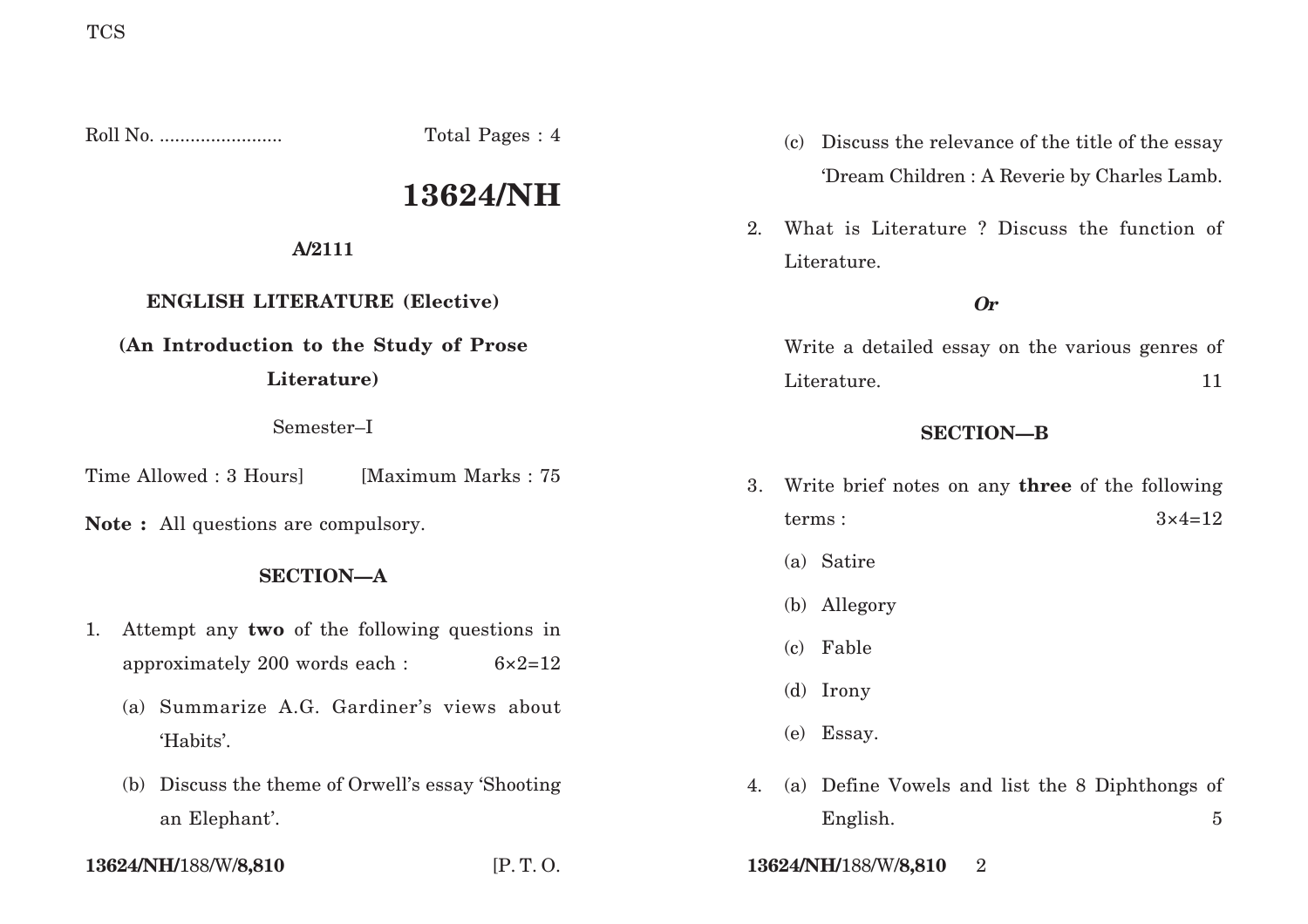Roll No. ........................ Total Pages : 4

# 13624/NH

**A/2111**

**ENGLISH LITERATURE (Elective)**

**(An Introduction to the Study of Prose Literature)**

Semester–I

Time Allowed : 3 Hours] [Maximum Marks : 75

**Note :** All questions are compulsory.

## SECTION—A

1. Attempt any **two** of the following questions in approximately 200 words each : 6×2=12

   (a) Summarize A.G. Gardiner's views about 'Habits'.

   (b) Discuss the theme of Orwell's essay 'Shooting an Elephant'.

   (c) Discuss the relevance of the title of the essay 'Dream Children : A Reverie by Charles Lamb.

2. What is Literature ? Discuss the function of Literature.

   ***Or***

   Write a detailed essay on the various genres of Literature. 11

## SECTION—B

3. Write brief notes on any **three** of the following terms : 3×4=12

   (a) Satire

   (b) Allegory

   (c) Fable

   (d) Irony

   (e) Essay.

4. (a) Define Vowels and list the 8 Diphthongs of English. 5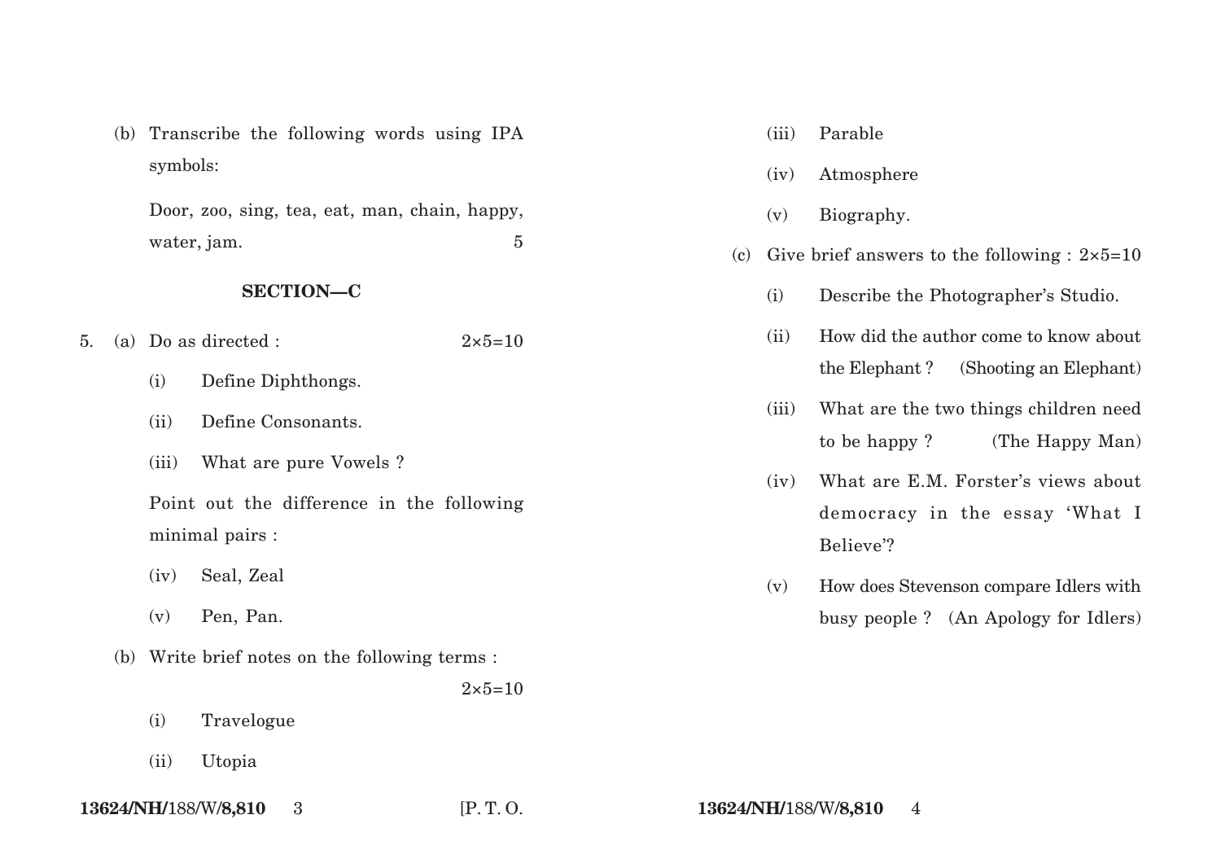(b) Transcribe the following words using IPA symbols:

Door, zoo, sing, tea, eat, man, chain, happy, water, jam. 5

## SECTION—C

5. (a) Do as directed : 2×5=10

   (i) Define Diphthongs.

   (ii) Define Consonants.

   (iii) What are pure Vowels ?

   Point out the difference in the following minimal pairs :

   (iv) Seal, Zeal

   (v) Pen, Pan.

   (b) Write brief notes on the following terms : 2×5=10

   (i) Travelogue

   (ii) Utopia

   (iii) Parable

   (iv) Atmosphere

   (v) Biography.

   (c) Give brief answers to the following : 2×5=10

   (i) Describe the Photographer's Studio.

   (ii) How did the author come to know about the Elephant ? (Shooting an Elephant)

   (iii) What are the two things children need to be happy ? (The Happy Man)

   (iv) What are E.M. Forster's views about democracy in the essay 'What I Believe'?

   (v) How does Stevenson compare Idlers with busy people ? (An Apology for Idlers)